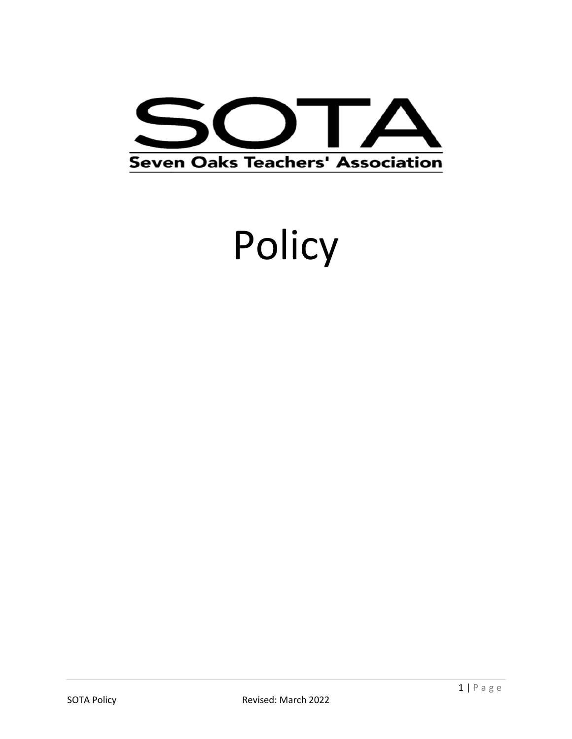# SOTA

Seven Oaks Teachers' Association

# Policy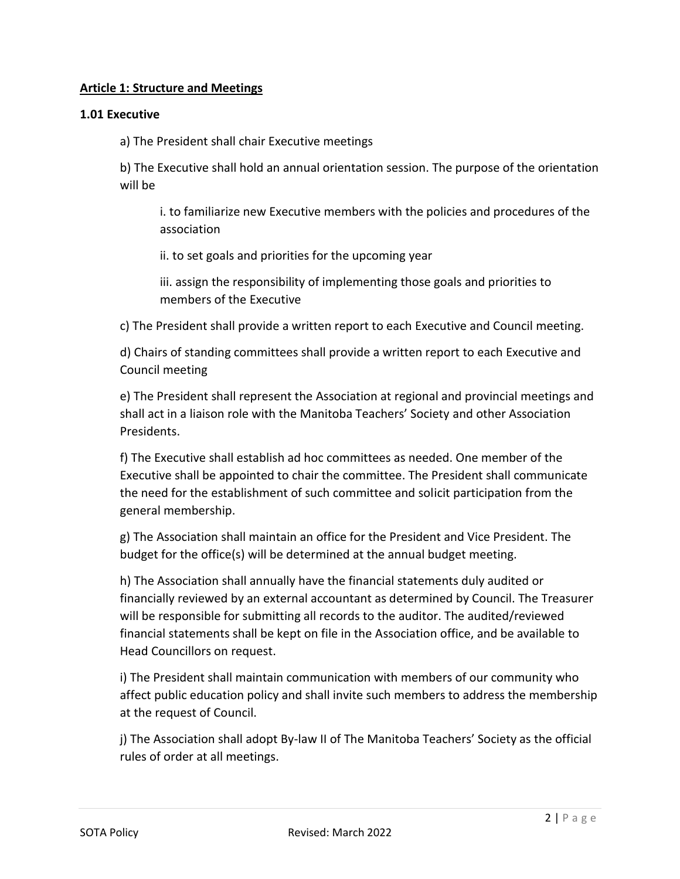**Article 1: Structure and Meetings**

**1.01 Executive**

a) The President shall chair Executive meetings

b) The Executive shall hold an annual orientation session. The purpose of the orientation will be

i. to familiarize new Executive members with the policies and procedures of the association

ii. to set goals and priorities for the upcoming year

iii. assign the responsibility of implementing those goals and priorities to members of the Executive

c) The President shall provide a written report to each Executive and Council meeting.

d) Chairs of standing committees shall provide a written report to each Executive and Council meeting

e) The President shall represent the Association at regional and provincial meetings and shall act in a liaison role with the Manitoba Teachers' Society and other Association Presidents.

f) The Executive shall establish ad hoc committees as needed. One member of the Executive shall be appointed to chair the committee. The President shall communicate the need for the establishment of such committee and solicit participation from the general membership.

g) The Association shall maintain an office for the President and Vice President. The budget for the office(s) will be determined at the annual budget meeting.

h) The Association shall annually have the financial statements duly audited or financially reviewed by an external accountant as determined by Council. The Treasurer will be responsible for submitting all records to the auditor. The audited/reviewed financial statements shall be kept on file in the Association office, and be available to Head Councillors on request.

i) The President shall maintain communication with members of our community who affect public education policy and shall invite such members to address the membership at the request of Council.

j) The Association shall adopt By-law II of The Manitoba Teachers' Society as the official rules of order at all meetings.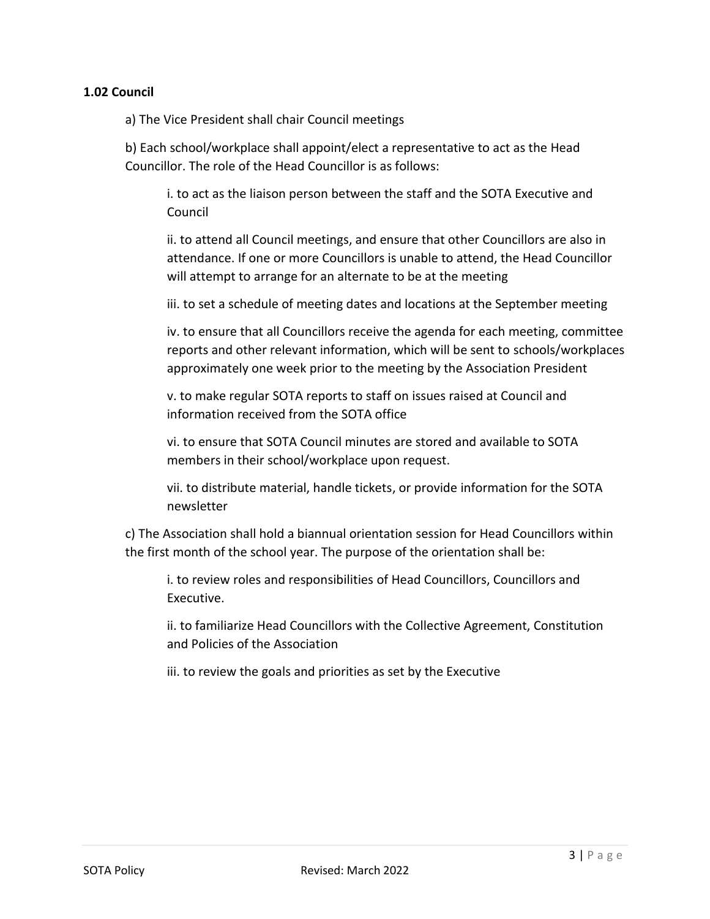**1.02 Council**

a) The Vice President shall chair Council meetings

b) Each school/workplace shall appoint/elect a representative to act as the Head Councillor. The role of the Head Councillor is as follows:

i. to act as the liaison person between the staff and the SOTA Executive and Council

ii. to attend all Council meetings, and ensure that other Councillors are also in attendance. If one or more Councillors is unable to attend, the Head Councillor will attempt to arrange for an alternate to be at the meeting

iii. to set a schedule of meeting dates and locations at the September meeting

iv. to ensure that all Councillors receive the agenda for each meeting, committee reports and other relevant information, which will be sent to schools/workplaces approximately one week prior to the meeting by the Association President

v. to make regular SOTA reports to staff on issues raised at Council and information received from the SOTA office

vi. to ensure that SOTA Council minutes are stored and available to SOTA members in their school/workplace upon request.

vii. to distribute material, handle tickets, or provide information for the SOTA newsletter

c) The Association shall hold a biannual orientation session for Head Councillors within the first month of the school year. The purpose of the orientation shall be:

i. to review roles and responsibilities of Head Councillors, Councillors and Executive.

ii. to familiarize Head Councillors with the Collective Agreement, Constitution and Policies of the Association

iii. to review the goals and priorities as set by the Executive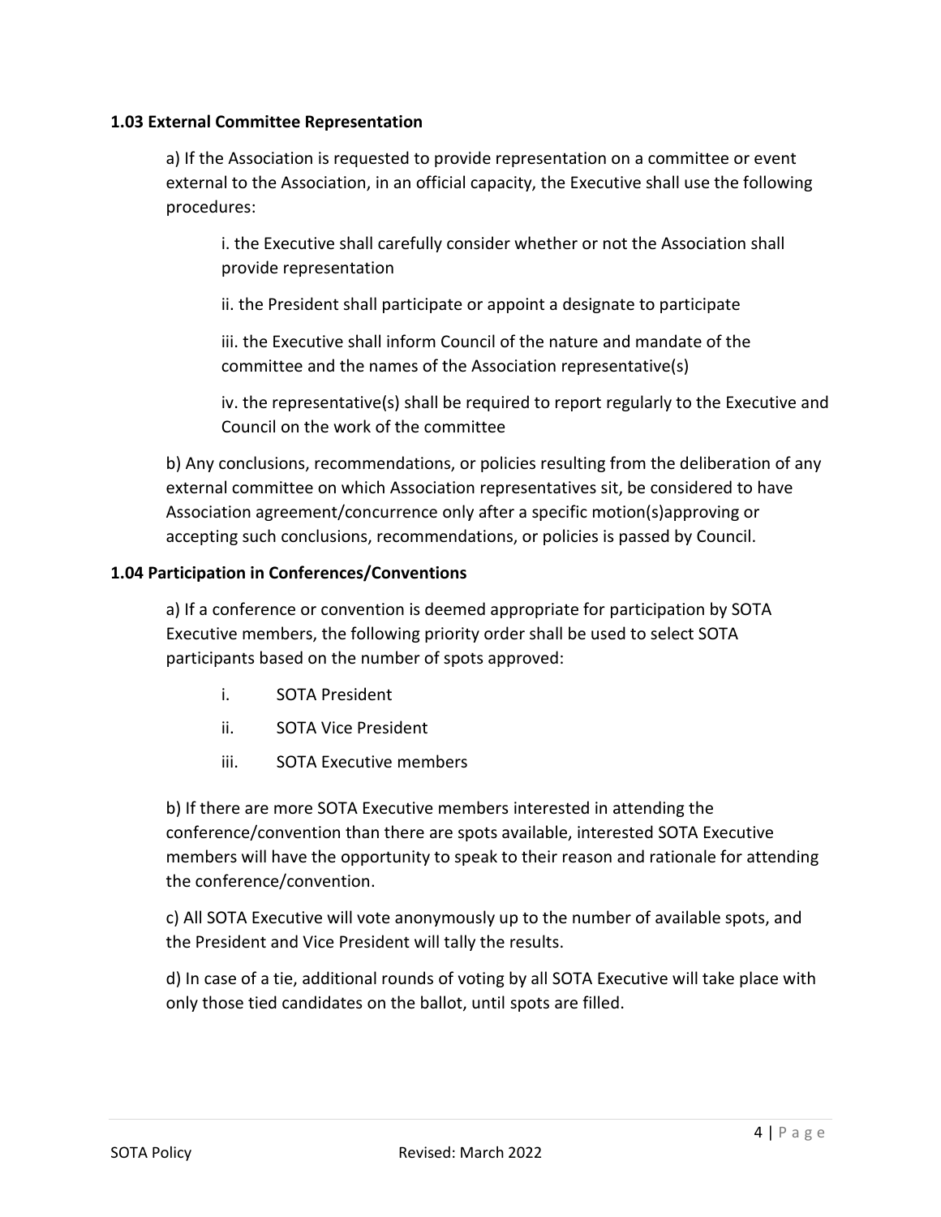**1.03 External Committee Representation**

a) If the Association is requested to provide representation on a committee or event external to the Association, in an official capacity, the Executive shall use the following procedures:

i. the Executive shall carefully consider whether or not the Association shall provide representation

ii. the President shall participate or appoint a designate to participate

iii. the Executive shall inform Council of the nature and mandate of the committee and the names of the Association representative(s)

iv. the representative(s) shall be required to report regularly to the Executive and Council on the work of the committee

b) Any conclusions, recommendations, or policies resulting from the deliberation of any external committee on which Association representatives sit, be considered to have Association agreement/concurrence only after a specific motion(s)approving or accepting such conclusions, recommendations, or policies is passed by Council.

**1.04 Participation in Conferences/Conventions**

a) If a conference or convention is deemed appropriate for participation by SOTA Executive members, the following priority order shall be used to select SOTA participants based on the number of spots approved:

i. SOTA President

ii. SOTA Vice President

iii. SOTA Executive members

b) If there are more SOTA Executive members interested in attending the conference/convention than there are spots available, interested SOTA Executive members will have the opportunity to speak to their reason and rationale for attending the conference/convention.

c) All SOTA Executive will vote anonymously up to the number of available spots, and the President and Vice President will tally the results.

d) In case of a tie, additional rounds of voting by all SOTA Executive will take place with only those tied candidates on the ballot, until spots are filled.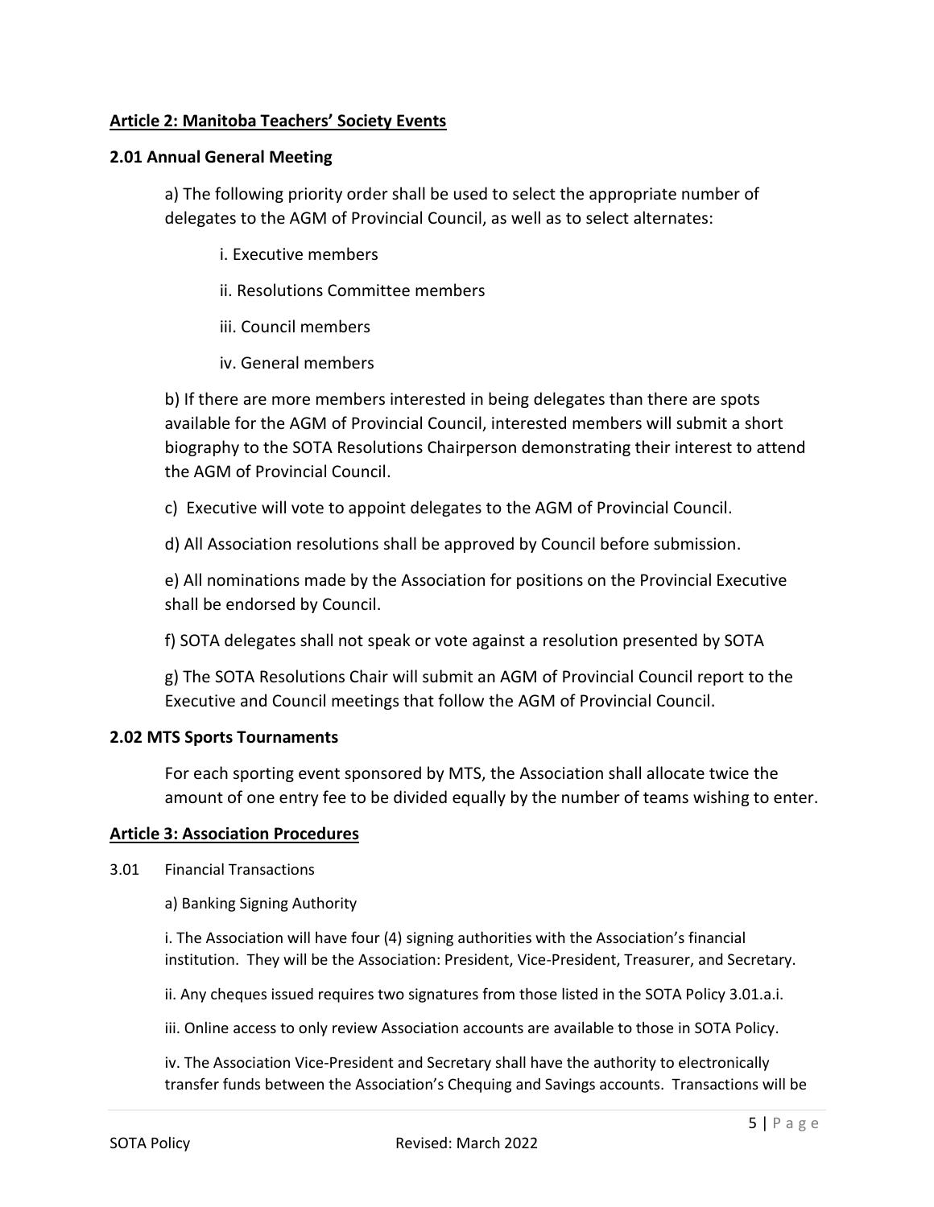**Article 2: Manitoba Teachers' Society Events**

**2.01 Annual General Meeting**

a) The following priority order shall be used to select the appropriate number of delegates to the AGM of Provincial Council, as well as to select alternates:

i. Executive members

ii. Resolutions Committee members

iii. Council members

iv. General members

b) If there are more members interested in being delegates than there are spots available for the AGM of Provincial Council, interested members will submit a short biography to the SOTA Resolutions Chairperson demonstrating their interest to attend the AGM of Provincial Council.

c) Executive will vote to appoint delegates to the AGM of Provincial Council.

d) All Association resolutions shall be approved by Council before submission.

e) All nominations made by the Association for positions on the Provincial Executive shall be endorsed by Council.

f) SOTA delegates shall not speak or vote against a resolution presented by SOTA

g) The SOTA Resolutions Chair will submit an AGM of Provincial Council report to the Executive and Council meetings that follow the AGM of Provincial Council.

**2.02 MTS Sports Tournaments**

For each sporting event sponsored by MTS, the Association shall allocate twice the amount of one entry fee to be divided equally by the number of teams wishing to enter.

**Article 3: Association Procedures**

3.01 Financial Transactions

a) Banking Signing Authority

i. The Association will have four (4) signing authorities with the Association's financial institution. They will be the Association: President, Vice-President, Treasurer, and Secretary.

ii. Any cheques issued requires two signatures from those listed in the SOTA Policy 3.01.a.i.

iii. Online access to only review Association accounts are available to those in SOTA Policy.

iv. The Association Vice-President and Secretary shall have the authority to electronically transfer funds between the Association's Chequing and Savings accounts. Transactions will be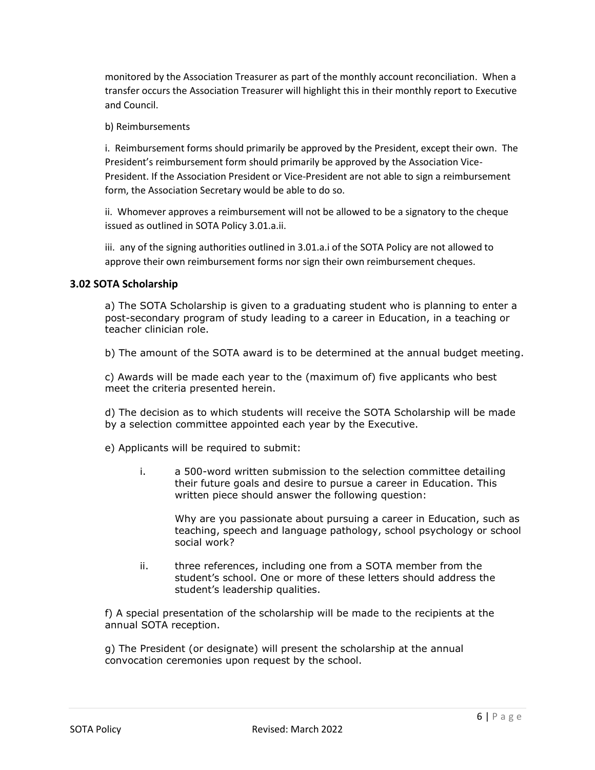monitored by the Association Treasurer as part of the monthly account reconciliation. When a transfer occurs the Association Treasurer will highlight this in their monthly report to Executive and Council.

b) Reimbursements

i. Reimbursement forms should primarily be approved by the President, except their own. The President's reimbursement form should primarily be approved by the Association Vice-President. If the Association President or Vice-President are not able to sign a reimbursement form, the Association Secretary would be able to do so.

ii. Whomever approves a reimbursement will not be allowed to be a signatory to the cheque issued as outlined in SOTA Policy 3.01.a.ii.

iii. any of the signing authorities outlined in 3.01.a.i of the SOTA Policy are not allowed to approve their own reimbursement forms nor sign their own reimbursement cheques.

### 3.02 SOTA Scholarship

a) The SOTA Scholarship is given to a graduating student who is planning to enter a post-secondary program of study leading to a career in Education, in a teaching or teacher clinician role.

b) The amount of the SOTA award is to be determined at the annual budget meeting.

c) Awards will be made each year to the (maximum of) five applicants who best meet the criteria presented herein.

d) The decision as to which students will receive the SOTA Scholarship will be made by a selection committee appointed each year by the Executive.

e) Applicants will be required to submit:

i. a 500-word written submission to the selection committee detailing their future goals and desire to pursue a career in Education. This written piece should answer the following question:

   Why are you passionate about pursuing a career in Education, such as teaching, speech and language pathology, school psychology or school social work?

ii. three references, including one from a SOTA member from the student's school. One or more of these letters should address the student's leadership qualities.

f) A special presentation of the scholarship will be made to the recipients at the annual SOTA reception.

g) The President (or designate) will present the scholarship at the annual convocation ceremonies upon request by the school.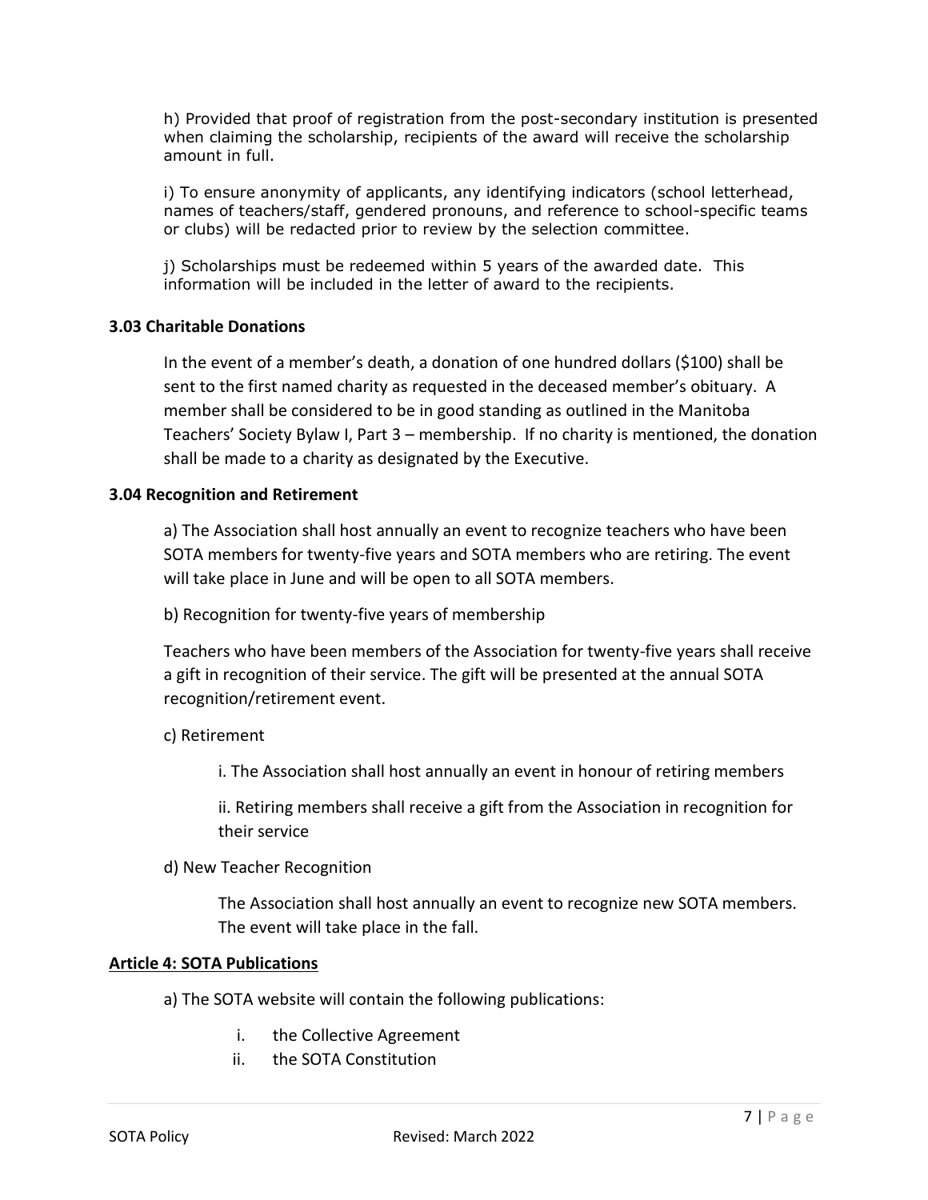h) Provided that proof of registration from the post-secondary institution is presented when claiming the scholarship, recipients of the award will receive the scholarship amount in full.

i) To ensure anonymity of applicants, any identifying indicators (school letterhead, names of teachers/staff, gendered pronouns, and reference to school-specific teams or clubs) will be redacted prior to review by the selection committee.

j) Scholarships must be redeemed within 5 years of the awarded date. This information will be included in the letter of award to the recipients.

### 3.03 Charitable Donations

In the event of a member's death, a donation of one hundred dollars ($100) shall be sent to the first named charity as requested in the deceased member's obituary. A member shall be considered to be in good standing as outlined in the Manitoba Teachers' Society Bylaw I, Part 3 – membership. If no charity is mentioned, the donation shall be made to a charity as designated by the Executive.

### 3.04 Recognition and Retirement

a) The Association shall host annually an event to recognize teachers who have been SOTA members for twenty-five years and SOTA members who are retiring. The event will take place in June and will be open to all SOTA members.

b) Recognition for twenty-five years of membership

Teachers who have been members of the Association for twenty-five years shall receive a gift in recognition of their service. The gift will be presented at the annual SOTA recognition/retirement event.

c) Retirement

i. The Association shall host annually an event in honour of retiring members

ii. Retiring members shall receive a gift from the Association in recognition for their service

d) New Teacher Recognition

The Association shall host annually an event to recognize new SOTA members. The event will take place in the fall.

## Article 4: SOTA Publications

a) The SOTA website will contain the following publications:

i. the Collective Agreement
ii. the SOTA Constitution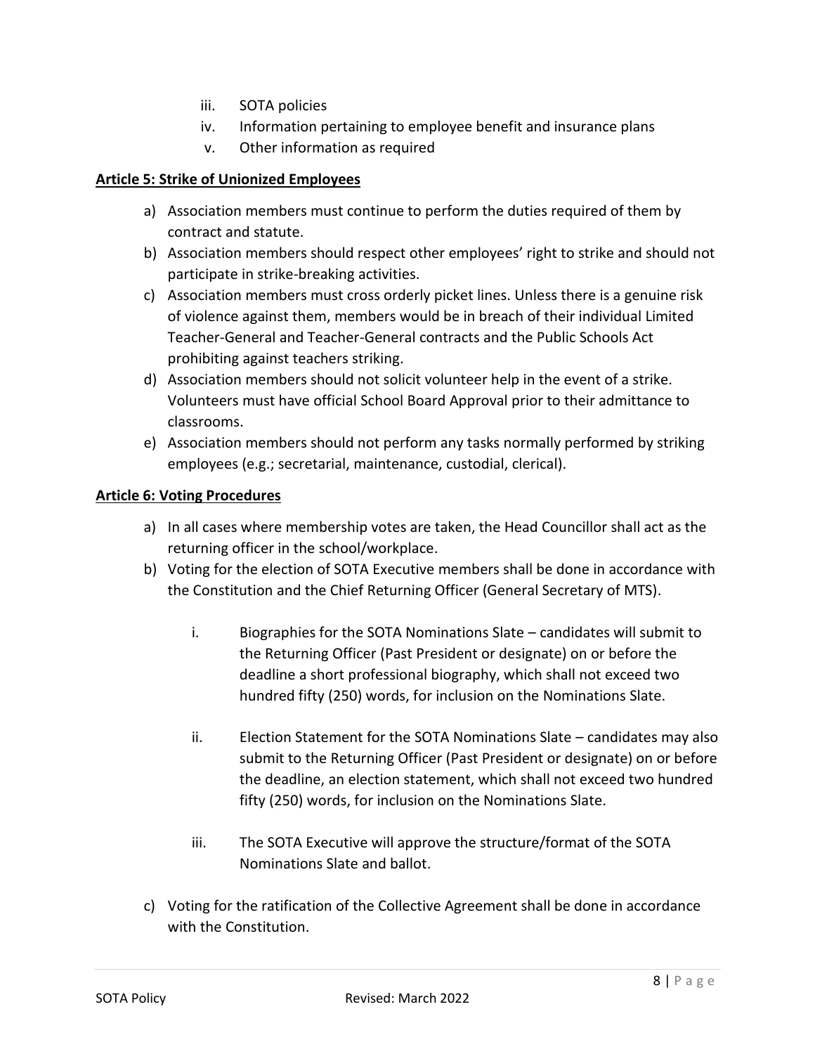iii. SOTA policies
iv. Information pertaining to employee benefit and insurance plans
v. Other information as required

**Article 5: Strike of Unionized Employees**

a) Association members must continue to perform the duties required of them by contract and statute.
b) Association members should respect other employees' right to strike and should not participate in strike-breaking activities.
c) Association members must cross orderly picket lines. Unless there is a genuine risk of violence against them, members would be in breach of their individual Limited Teacher-General and Teacher-General contracts and the Public Schools Act prohibiting against teachers striking.
d) Association members should not solicit volunteer help in the event of a strike. Volunteers must have official School Board Approval prior to their admittance to classrooms.
e) Association members should not perform any tasks normally performed by striking employees (e.g.; secretarial, maintenance, custodial, clerical).

**Article 6: Voting Procedures**

a) In all cases where membership votes are taken, the Head Councillor shall act as the returning officer in the school/workplace.
b) Voting for the election of SOTA Executive members shall be done in accordance with the Constitution and the Chief Returning Officer (General Secretary of MTS).

    i. Biographies for the SOTA Nominations Slate – candidates will submit to the Returning Officer (Past President or designate) on or before the deadline a short professional biography, which shall not exceed two hundred fifty (250) words, for inclusion on the Nominations Slate.

    ii. Election Statement for the SOTA Nominations Slate – candidates may also submit to the Returning Officer (Past President or designate) on or before the deadline, an election statement, which shall not exceed two hundred fifty (250) words, for inclusion on the Nominations Slate.

    iii. The SOTA Executive will approve the structure/format of the SOTA Nominations Slate and ballot.

c) Voting for the ratification of the Collective Agreement shall be done in accordance with the Constitution.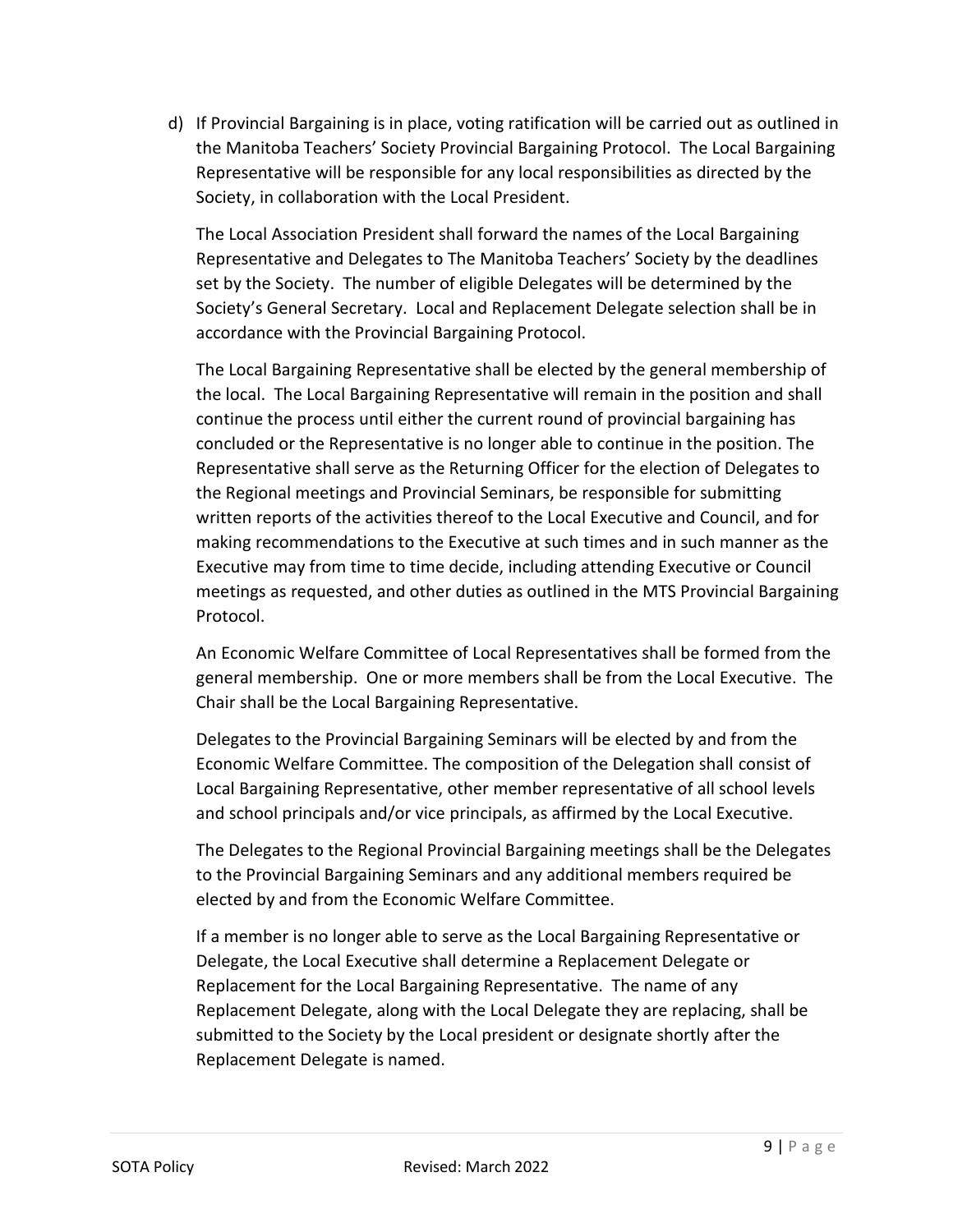d) If Provincial Bargaining is in place, voting ratification will be carried out as outlined in the Manitoba Teachers' Society Provincial Bargaining Protocol. The Local Bargaining Representative will be responsible for any local responsibilities as directed by the Society, in collaboration with the Local President.

   The Local Association President shall forward the names of the Local Bargaining Representative and Delegates to The Manitoba Teachers' Society by the deadlines set by the Society. The number of eligible Delegates will be determined by the Society's General Secretary. Local and Replacement Delegate selection shall be in accordance with the Provincial Bargaining Protocol.

   The Local Bargaining Representative shall be elected by the general membership of the local. The Local Bargaining Representative will remain in the position and shall continue the process until either the current round of provincial bargaining has concluded or the Representative is no longer able to continue in the position. The Representative shall serve as the Returning Officer for the election of Delegates to the Regional meetings and Provincial Seminars, be responsible for submitting written reports of the activities thereof to the Local Executive and Council, and for making recommendations to the Executive at such times and in such manner as the Executive may from time to time decide, including attending Executive or Council meetings as requested, and other duties as outlined in the MTS Provincial Bargaining Protocol.

   An Economic Welfare Committee of Local Representatives shall be formed from the general membership. One or more members shall be from the Local Executive. The Chair shall be the Local Bargaining Representative.

   Delegates to the Provincial Bargaining Seminars will be elected by and from the Economic Welfare Committee. The composition of the Delegation shall consist of Local Bargaining Representative, other member representative of all school levels and school principals and/or vice principals, as affirmed by the Local Executive.

   The Delegates to the Regional Provincial Bargaining meetings shall be the Delegates to the Provincial Bargaining Seminars and any additional members required be elected by and from the Economic Welfare Committee.

   If a member is no longer able to serve as the Local Bargaining Representative or Delegate, the Local Executive shall determine a Replacement Delegate or Replacement for the Local Bargaining Representative. The name of any Replacement Delegate, along with the Local Delegate they are replacing, shall be submitted to the Society by the Local president or designate shortly after the Replacement Delegate is named.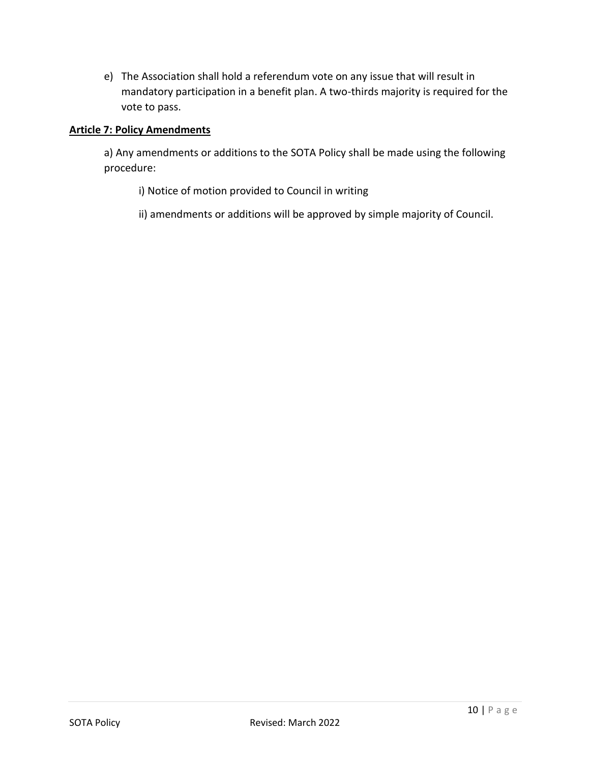e) The Association shall hold a referendum vote on any issue that will result in mandatory participation in a benefit plan. A two-thirds majority is required for the vote to pass.

**Article 7: Policy Amendments**

a) Any amendments or additions to the SOTA Policy shall be made using the following procedure:

i) Notice of motion provided to Council in writing

ii) amendments or additions will be approved by simple majority of Council.